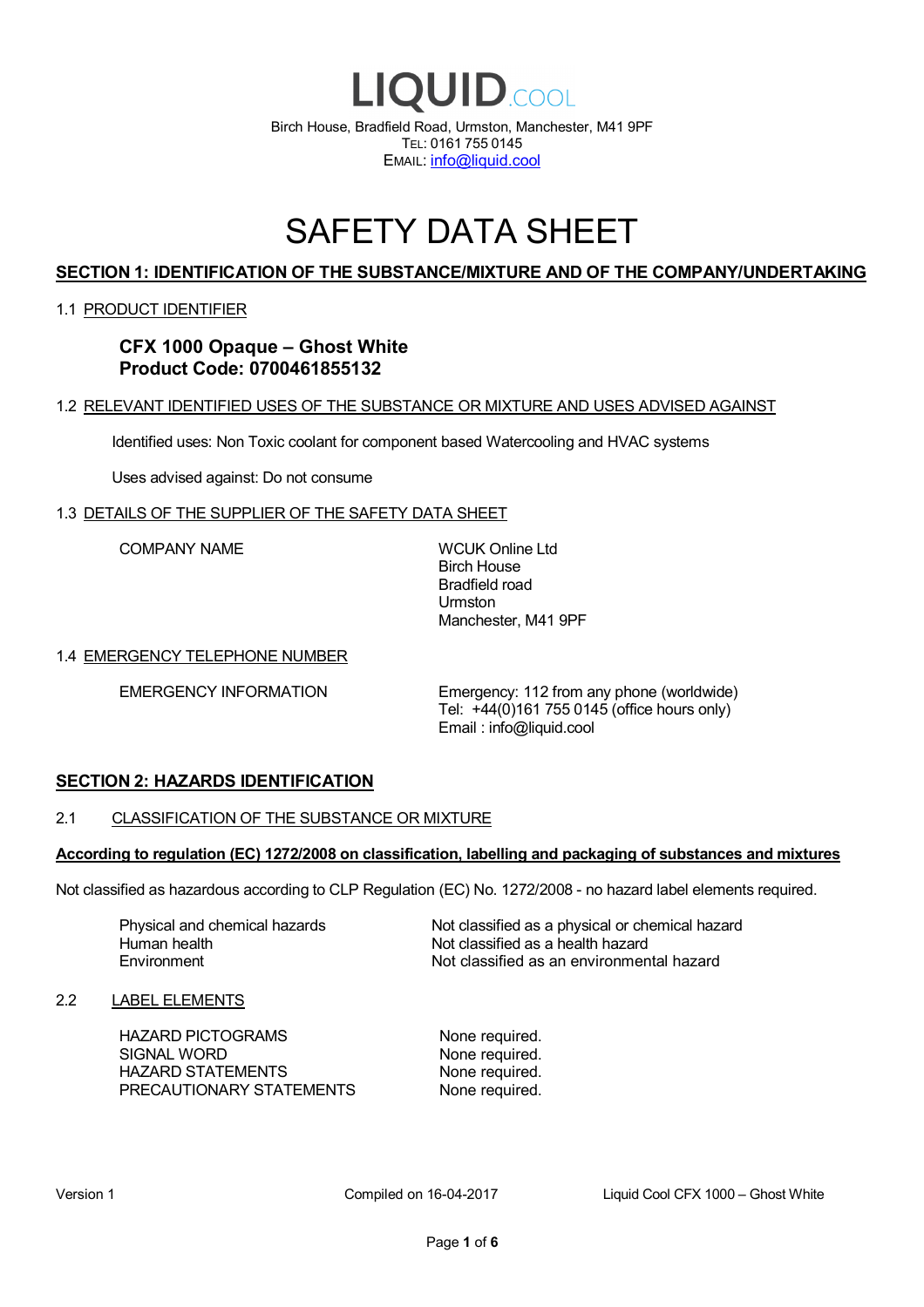# LIQUID.COOL

Birch House, Bradfield Road, Urmston, Manchester, M41 9PF
TEL: 0161 755 0145
EMAIL: info@liquid.cool

# SAFETY DATA SHEET

## SECTION 1: IDENTIFICATION OF THE SUBSTANCE/MIXTURE AND OF THE COMPANY/UNDERTAKING

### 1.1 PRODUCT IDENTIFIER

**CFX 1000 Opaque – Ghost White**
**Product Code: 0700461855132**

### 1.2 RELEVANT IDENTIFIED USES OF THE SUBSTANCE OR MIXTURE AND USES ADVISED AGAINST

Identified uses: Non Toxic coolant for component based Watercooling and HVAC systems

Uses advised against: Do not consume

### 1.3 DETAILS OF THE SUPPLIER OF THE SAFETY DATA SHEET

| | |
|---|---|
| COMPANY NAME | WCUK Online Ltd<br>Birch House<br>Bradfield road<br>Urmston<br>Manchester, M41 9PF |

### 1.4 EMERGENCY TELEPHONE NUMBER

| | |
|---|---|
| EMERGENCY INFORMATION | Emergency: 112 from any phone (worldwide)<br>Tel: +44(0)161 755 0145 (office hours only)<br>Email : info@liquid.cool |

## SECTION 2: HAZARDS IDENTIFICATION

### 2.1 CLASSIFICATION OF THE SUBSTANCE OR MIXTURE

**According to regulation (EC) 1272/2008 on classification, labelling and packaging of substances and mixtures**

Not classified as hazardous according to CLP Regulation (EC) No. 1272/2008 - no hazard label elements required.

| | |
|---|---|
| Physical and chemical hazards | Not classified as a physical or chemical hazard |
| Human health | Not classified as a health hazard |
| Environment | Not classified as an environmental hazard |

### 2.2 LABEL ELEMENTS

| | |
|---|---|
| HAZARD PICTOGRAMS | None required. |
| SIGNAL WORD | None required. |
| HAZARD STATEMENTS | None required. |
| PRECAUTIONARY STATEMENTS | None required. |

Version 1 &nbsp;&nbsp;&nbsp; Compiled on 16-04-2017 &nbsp;&nbsp;&nbsp; Liquid Cool CFX 1000 – Ghost White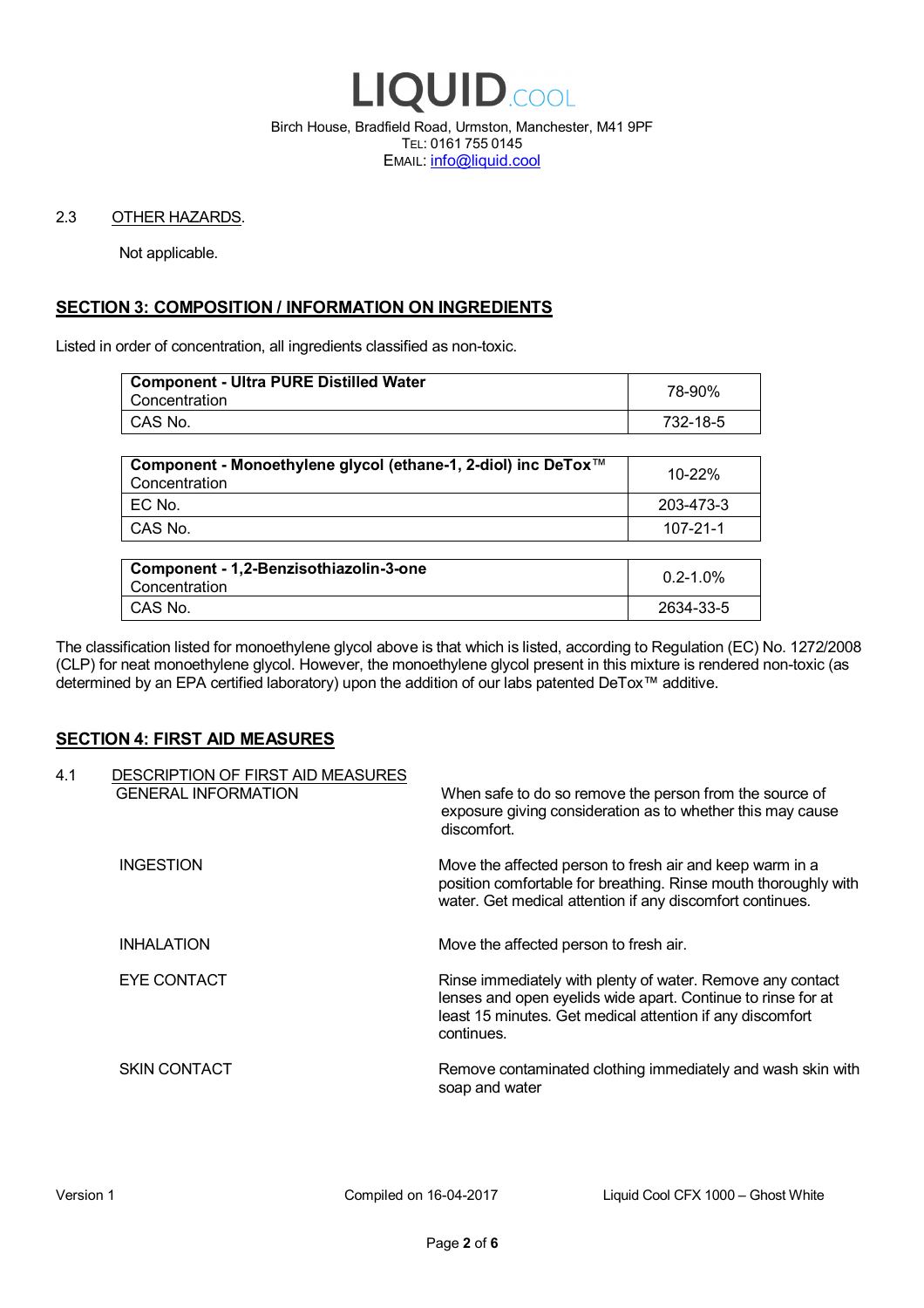2.3 OTHER HAZARDS.

Not applicable.

## SECTION 3: COMPOSITION / INFORMATION ON INGREDIENTS

Listed in order of concentration, all ingredients classified as non-toxic.

| **Component - Ultra PURE Distilled Water** Concentration | 78-90% |
|---|---|
| CAS No. | 732-18-5 |

| **Component - Monoethylene glycol (ethane-1, 2-diol) inc DeTox™** Concentration | 10-22% |
|---|---|
| EC No. | 203-473-3 |
| CAS No. | 107-21-1 |

| **Component - 1,2-Benzisothiazolin-3-one** Concentration | 0.2-1.0% |
|---|---|
| CAS No. | 2634-33-5 |

The classification listed for monoethylene glycol above is that which is listed, according to Regulation (EC) No. 1272/2008 (CLP) for neat monoethylene glycol. However, the monoethylene glycol present in this mixture is rendered non-toxic (as determined by an EPA certified laboratory) upon the addition of our labs patented DeTox™ additive.

## SECTION 4: FIRST AID MEASURES

4.1 DESCRIPTION OF FIRST AID MEASURES

GENERAL INFORMATION: When safe to do so remove the person from the source of exposure giving consideration as to whether this may cause discomfort.

INGESTION: Move the affected person to fresh air and keep warm in a position comfortable for breathing. Rinse mouth thoroughly with water. Get medical attention if any discomfort continues.

INHALATION: Move the affected person to fresh air.

EYE CONTACT: Rinse immediately with plenty of water. Remove any contact lenses and open eyelids wide apart. Continue to rinse for at least 15 minutes. Get medical attention if any discomfort continues.

SKIN CONTACT: Remove contaminated clothing immediately and wash skin with soap and water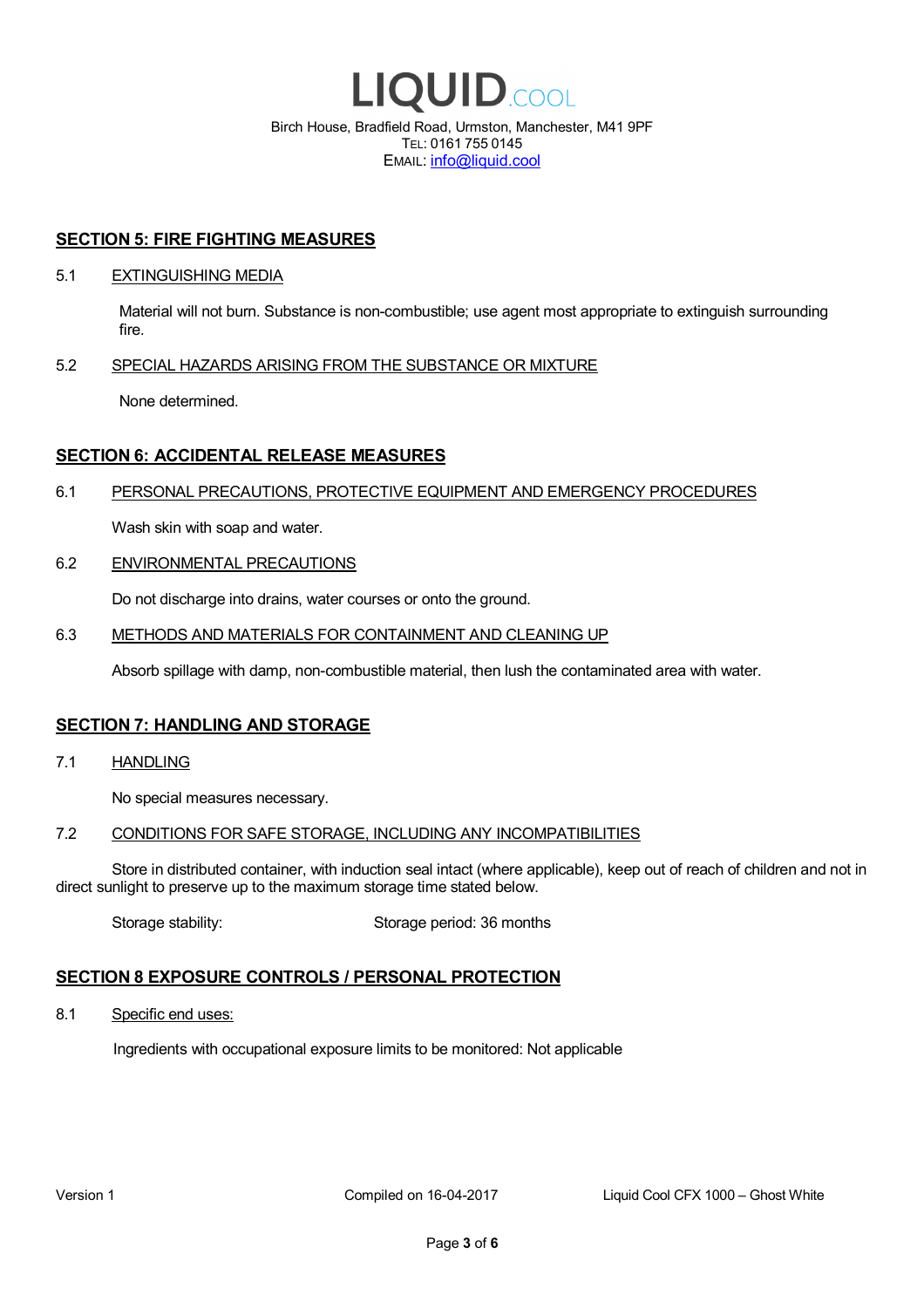## SECTION 5: FIRE FIGHTING MEASURES

### 5.1 EXTINGUISHING MEDIA

Material will not burn. Substance is non-combustible; use agent most appropriate to extinguish surrounding fire.

### 5.2 SPECIAL HAZARDS ARISING FROM THE SUBSTANCE OR MIXTURE

None determined.

## SECTION 6: ACCIDENTAL RELEASE MEASURES

### 6.1 PERSONAL PRECAUTIONS, PROTECTIVE EQUIPMENT AND EMERGENCY PROCEDURES

Wash skin with soap and water.

### 6.2 ENVIRONMENTAL PRECAUTIONS

Do not discharge into drains, water courses or onto the ground.

### 6.3 METHODS AND MATERIALS FOR CONTAINMENT AND CLEANING UP

Absorb spillage with damp, non-combustible material, then lush the contaminated area with water.

## SECTION 7: HANDLING AND STORAGE

### 7.1 HANDLING

No special measures necessary.

### 7.2 CONDITIONS FOR SAFE STORAGE, INCLUDING ANY INCOMPATIBILITIES

Store in distributed container, with induction seal intact (where applicable), keep out of reach of children and not in direct sunlight to preserve up to the maximum storage time stated below.

Storage stability: Storage period: 36 months

## SECTION 8 EXPOSURE CONTROLS / PERSONAL PROTECTION

### 8.1 Specific end uses:

Ingredients with occupational exposure limits to be monitored: Not applicable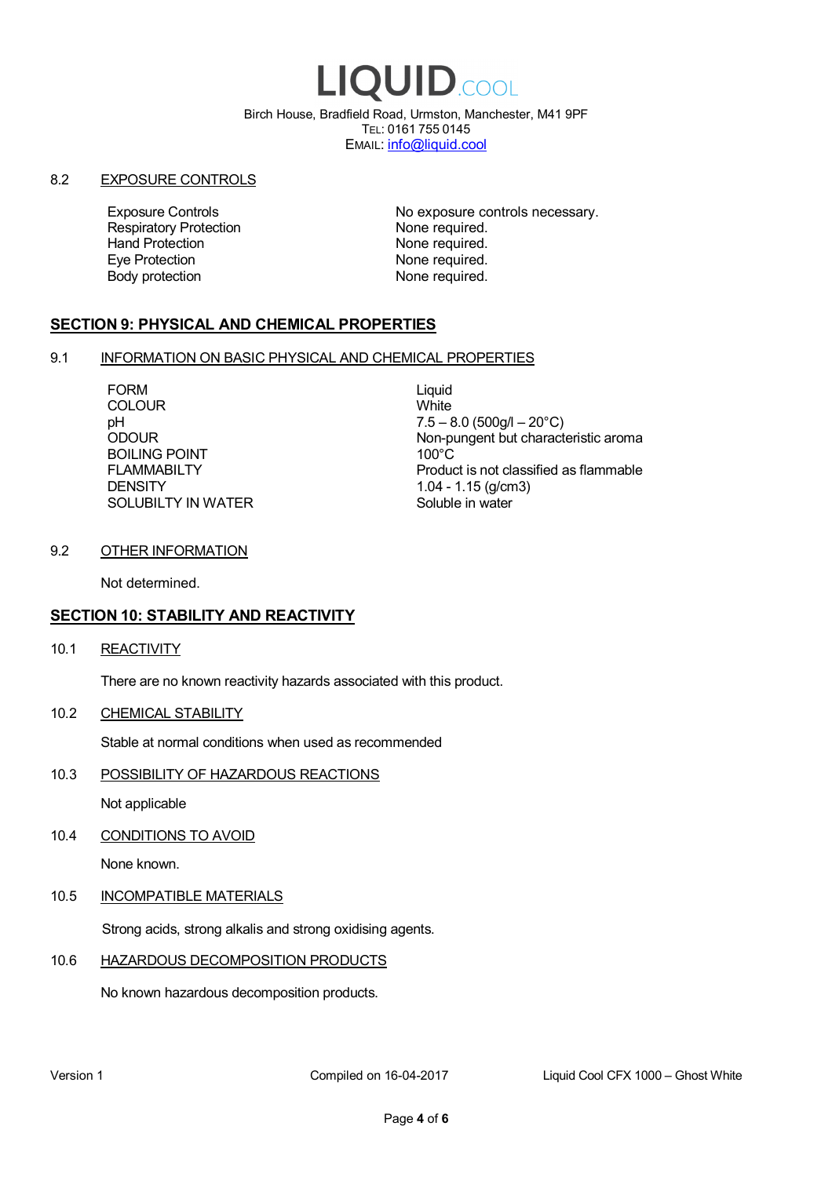# LIQUID.COOL

Birch House, Bradfield Road, Urmston, Manchester, M41 9PF
TEL: 0161 755 0145
EMAIL: info@liquid.cool

8.2 EXPOSURE CONTROLS

| | |
|---|---|
| Exposure Controls | No exposure controls necessary. |
| Respiratory Protection | None required. |
| Hand Protection | None required. |
| Eye Protection | None required. |
| Body protection | None required. |

## SECTION 9: PHYSICAL AND CHEMICAL PROPERTIES

9.1 INFORMATION ON BASIC PHYSICAL AND CHEMICAL PROPERTIES

| | |
|---|---|
| FORM | Liquid |
| COLOUR | White |
| pH | 7.5 – 8.0 (500g/l – 20°C) |
| ODOUR | Non-pungent but characteristic aroma |
| BOILING POINT | 100°C |
| FLAMMABILTY | Product is not classified as flammable |
| DENSITY | 1.04 - 1.15 (g/cm3) |
| SOLUBILTY IN WATER | Soluble in water |

9.2 OTHER INFORMATION

Not determined.

## SECTION 10: STABILITY AND REACTIVITY

10.1 REACTIVITY

There are no known reactivity hazards associated with this product.

10.2 CHEMICAL STABILITY

Stable at normal conditions when used as recommended

10.3 POSSIBILITY OF HAZARDOUS REACTIONS

Not applicable

10.4 CONDITIONS TO AVOID

None known.

10.5 INCOMPATIBLE MATERIALS

Strong acids, strong alkalis and strong oxidising agents.

10.6 HAZARDOUS DECOMPOSITION PRODUCTS

No known hazardous decomposition products.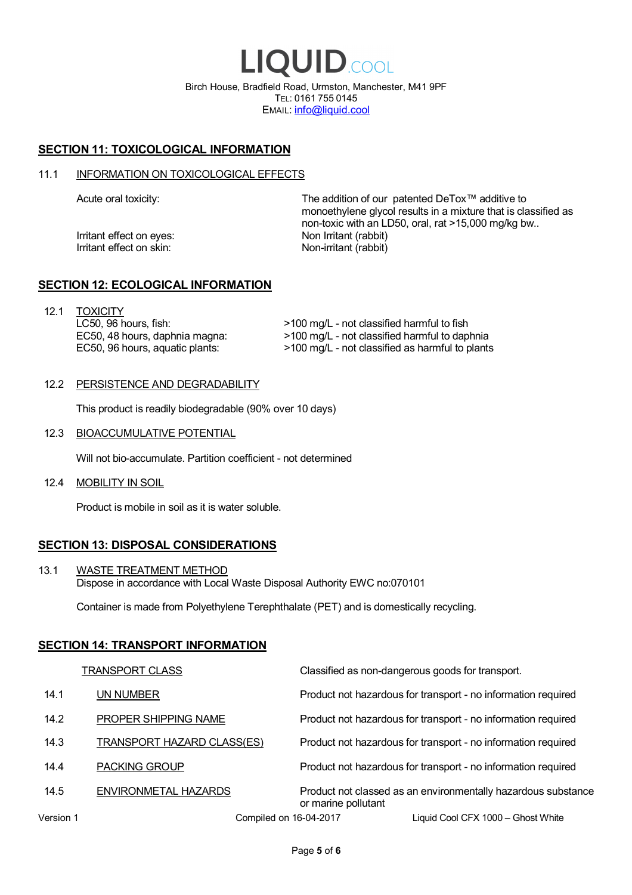# LIQUID.COOL

Birch House, Bradfield Road, Urmston, Manchester, M41 9PF
TEL: 0161 755 0145
EMAIL: info@liquid.cool

## SECTION 11: TOXICOLOGICAL INFORMATION

### 11.1 INFORMATION ON TOXICOLOGICAL EFFECTS

| | |
|---|---|
| Acute oral toxicity: | The addition of our patented DeTox™ additive to monoethylene glycol results in a mixture that is classified as non-toxic with an LD50, oral, rat >15,000 mg/kg bw.. |
| Irritant effect on eyes: | Non Irritant (rabbit) |
| Irritant effect on skin: | Non-irritant (rabbit) |

## SECTION 12: ECOLOGICAL INFORMATION

### 12.1 TOXICITY

| | |
|---|---|
| LC50, 96 hours, fish: | >100 mg/L - not classified harmful to fish |
| EC50, 48 hours, daphnia magna: | >100 mg/L - not classified harmful to daphnia |
| EC50, 96 hours, aquatic plants: | >100 mg/L - not classified as harmful to plants |

### 12.2 PERSISTENCE AND DEGRADABILITY

This product is readily biodegradable (90% over 10 days)

### 12.3 BIOACCUMULATIVE POTENTIAL

Will not bio-accumulate. Partition coefficient - not determined

### 12.4 MOBILITY IN SOIL

Product is mobile in soil as it is water soluble.

## SECTION 13: DISPOSAL CONSIDERATIONS

### 13.1 WASTE TREATMENT METHOD

Dispose in accordance with Local Waste Disposal Authority EWC no:070101

Container is made from Polyethylene Terephthalate (PET) and is domestically recycling.

## SECTION 14: TRANSPORT INFORMATION

| | | |
|---|---|---|
| | TRANSPORT CLASS | Classified as non-dangerous goods for transport. |
| 14.1 | UN NUMBER | Product not hazardous for transport - no information required |
| 14.2 | PROPER SHIPPING NAME | Product not hazardous for transport - no information required |
| 14.3 | TRANSPORT HAZARD CLASS(ES) | Product not hazardous for transport - no information required |
| 14.4 | PACKING GROUP | Product not hazardous for transport - no information required |
| 14.5 | ENVIRONMETAL HAZARDS | Product not classed as an environmentally hazardous substance or marine pollutant |

Version 1 | Compiled on 16-04-2017 | Liquid Cool CFX 1000 – Ghost White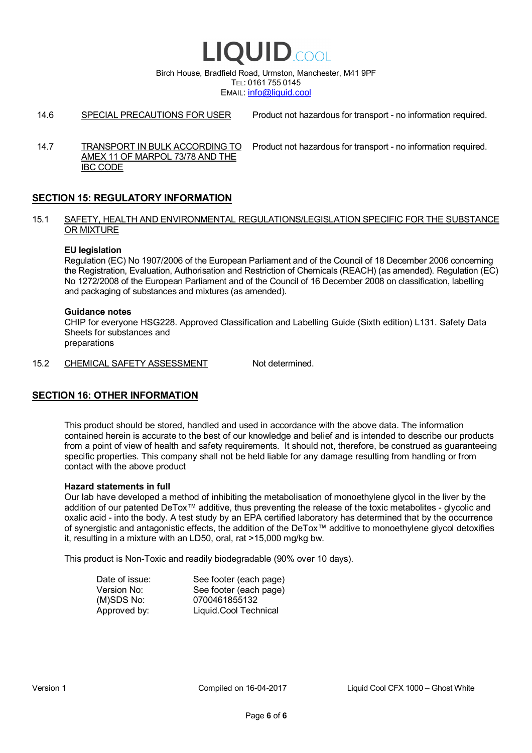14.6 SPECIAL PRECAUTIONS FOR USER — Product not hazardous for transport - no information required.

14.7 TRANSPORT IN BULK ACCORDING TO AMEX 11 OF MARPOL 73/78 AND THE IBC CODE — Product not hazardous for transport - no information required.

## SECTION 15: REGULATORY INFORMATION

15.1 SAFETY, HEALTH AND ENVIRONMENTAL REGULATIONS/LEGISLATION SPECIFIC FOR THE SUBSTANCE OR MIXTURE

**EU legislation**
Regulation (EC) No 1907/2006 of the European Parliament and of the Council of 18 December 2006 concerning the Registration, Evaluation, Authorisation and Restriction of Chemicals (REACH) (as amended). Regulation (EC) No 1272/2008 of the European Parliament and of the Council of 16 December 2008 on classification, labelling and packaging of substances and mixtures (as amended).

**Guidance notes**
CHIP for everyone HSG228. Approved Classification and Labelling Guide (Sixth edition) L131. Safety Data Sheets for substances and preparations

15.2 CHEMICAL SAFETY ASSESSMENT — Not determined.

## SECTION 16: OTHER INFORMATION

This product should be stored, handled and used in accordance with the above data. The information contained herein is accurate to the best of our knowledge and belief and is intended to describe our products from a point of view of health and safety requirements. It should not, therefore, be construed as guaranteeing specific properties. This company shall not be held liable for any damage resulting from handling or from contact with the above product

**Hazard statements in full**
Our lab have developed a method of inhibiting the metabolisation of monoethylene glycol in the liver by the addition of our patented DeTox™ additive, thus preventing the release of the toxic metabolites - glycolic and oxalic acid - into the body. A test study by an EPA certified laboratory has determined that by the occurrence of synergistic and antagonistic effects, the addition of the DeTox™ additive to monoethylene glycol detoxifies it, resulting in a mixture with an LD50, oral, rat >15,000 mg/kg bw.

This product is Non-Toxic and readily biodegradable (90% over 10 days).

| | |
|---|---|
| Date of issue: | See footer (each page) |
| Version No: | See footer (each page) |
| (M)SDS No: | 0700461855132 |
| Approved by: | Liquid.Cool Technical |